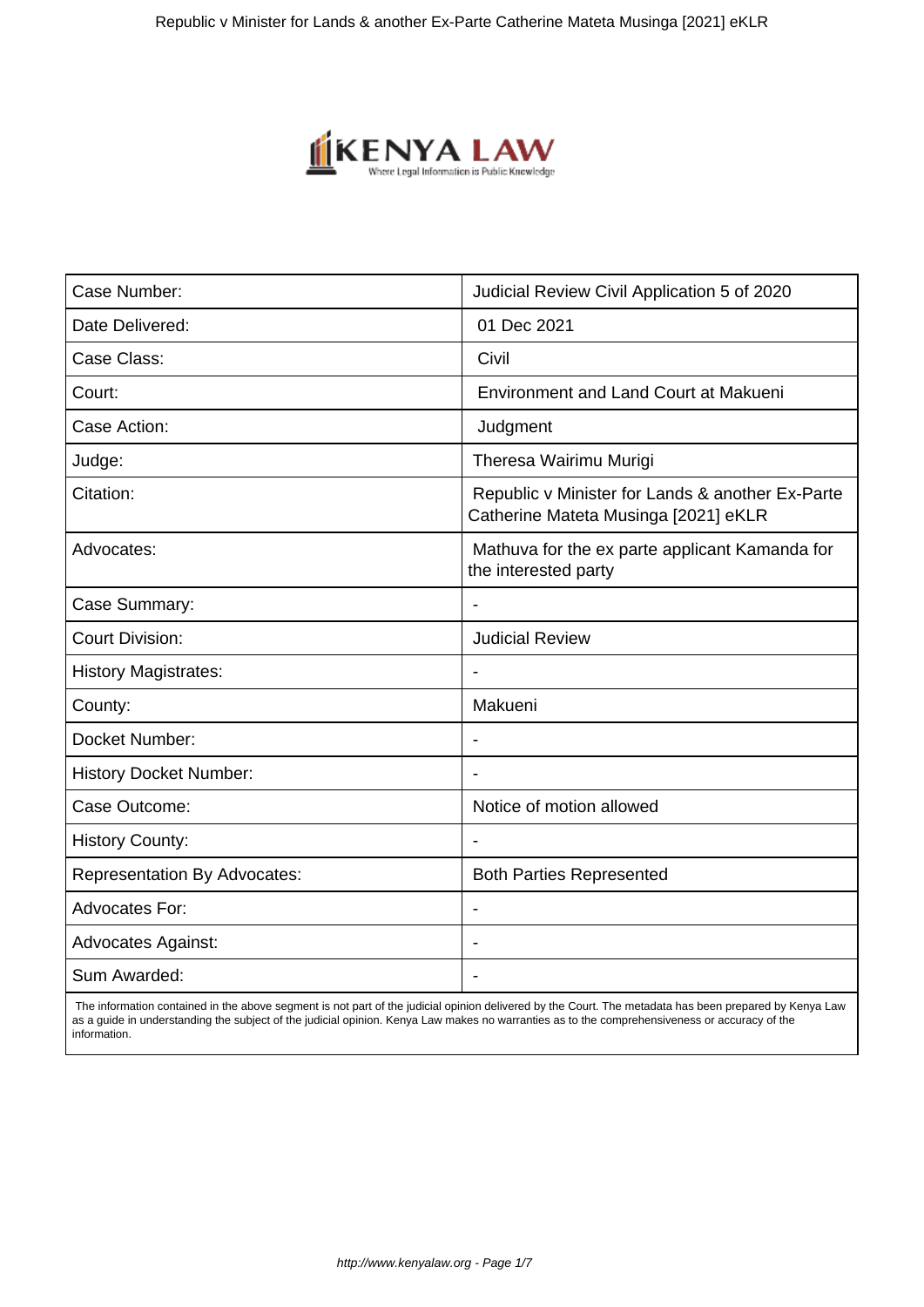| Case Number: | Judicial Review Civil Application 5 of 2020 |
| --- | --- |
| Date Delivered: | 01 Dec 2021 |
| Case Class: | Civil |
| Court: | Environment and Land Court at Makueni |
| Case Action: | Judgment |
| Judge: | Theresa Wairimu Murigi |
| Citation: | Republic v Minister for Lands & another Ex-Parte Catherine Mateta Musinga [2021] eKLR |
| Advocates: | Mathuva for the ex parte applicant Kamanda for the interested party |
| Case Summary: | - |
| Court Division: | Judicial Review |
| History Magistrates: | - |
| County: | Makueni |
| Docket Number: | - |
| History Docket Number: | - |
| Case Outcome: | Notice of motion allowed |
| History County: | - |
| Representation By Advocates: | Both Parties Represented |
| Advocates For: | - |
| Advocates Against: | - |
| Sum Awarded: | - |

The information contained in the above segment is not part of the judicial opinion delivered by the Court. The metadata has been prepared by Kenya Law as a guide in understanding the subject of the judicial opinion. Kenya Law makes no warranties as to the comprehensiveness or accuracy of the information.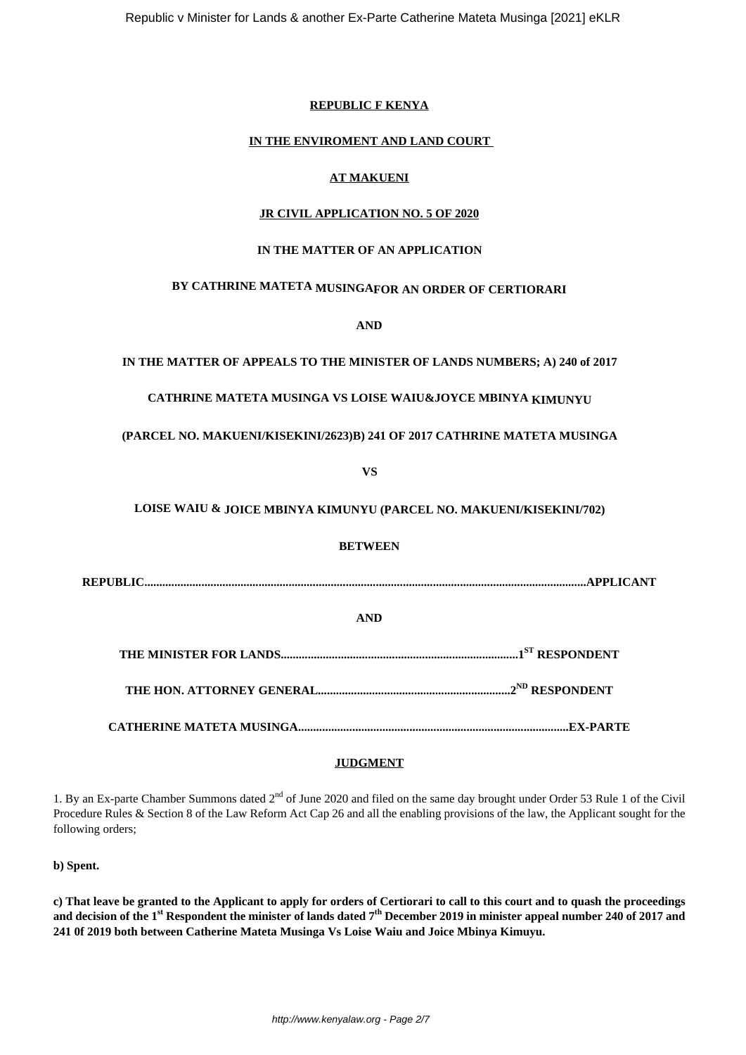**REPUBLIC F KENYA**

**IN THE ENVIROMENT AND LAND COURT**

**AT MAKUENI**

**JR CIVIL APPLICATION NO. 5 OF 2020**

**IN THE MATTER OF AN APPLICATION**

**BY CATHRINE MATETA MUSINGAFOR AN ORDER OF CERTIORARI**

**AND**

**IN THE MATTER OF APPEALS TO THE MINISTER OF LANDS NUMBERS; A) 240 of 2017**

**CATHRINE MATETA MUSINGA VS LOISE WAIU&JOYCE MBINYA KIMUNYU**

**(PARCEL NO. MAKUENI/KISEKINI/2623)B) 241 OF 2017 CATHRINE MATETA MUSINGA**

**VS**

**LOISE WAIU & JOICE MBINYA KIMUNYU (PARCEL NO. MAKUENI/KISEKINI/702)**

**BETWEEN**

**REPUBLIC..................................................................................................................................................APPLICANT**

**AND**

**THE MINISTER FOR LANDS...............................................................................1ST RESPONDENT**

**THE HON. ATTORNEY GENERAL...............................................................2ND RESPONDENT**

**CATHERINE MATETA MUSINGA.........................................................................................EX-PARTE**

**JUDGMENT**

1. By an Ex-parte Chamber Summons dated 2nd of June 2020 and filed on the same day brought under Order 53 Rule 1 of the Civil Procedure Rules & Section 8 of the Law Reform Act Cap 26 and all the enabling provisions of the law, the Applicant sought for the following orders;

**b) Spent.**

**c) That leave be granted to the Applicant to apply for orders of Certiorari to call to this court and to quash the proceedings and decision of the 1st Respondent the minister of lands dated 7th December 2019 in minister appeal number 240 of 2017 and 241 0f 2019 both between Catherine Mateta Musinga Vs Loise Waiu and Joice Mbinya Kimuyu.**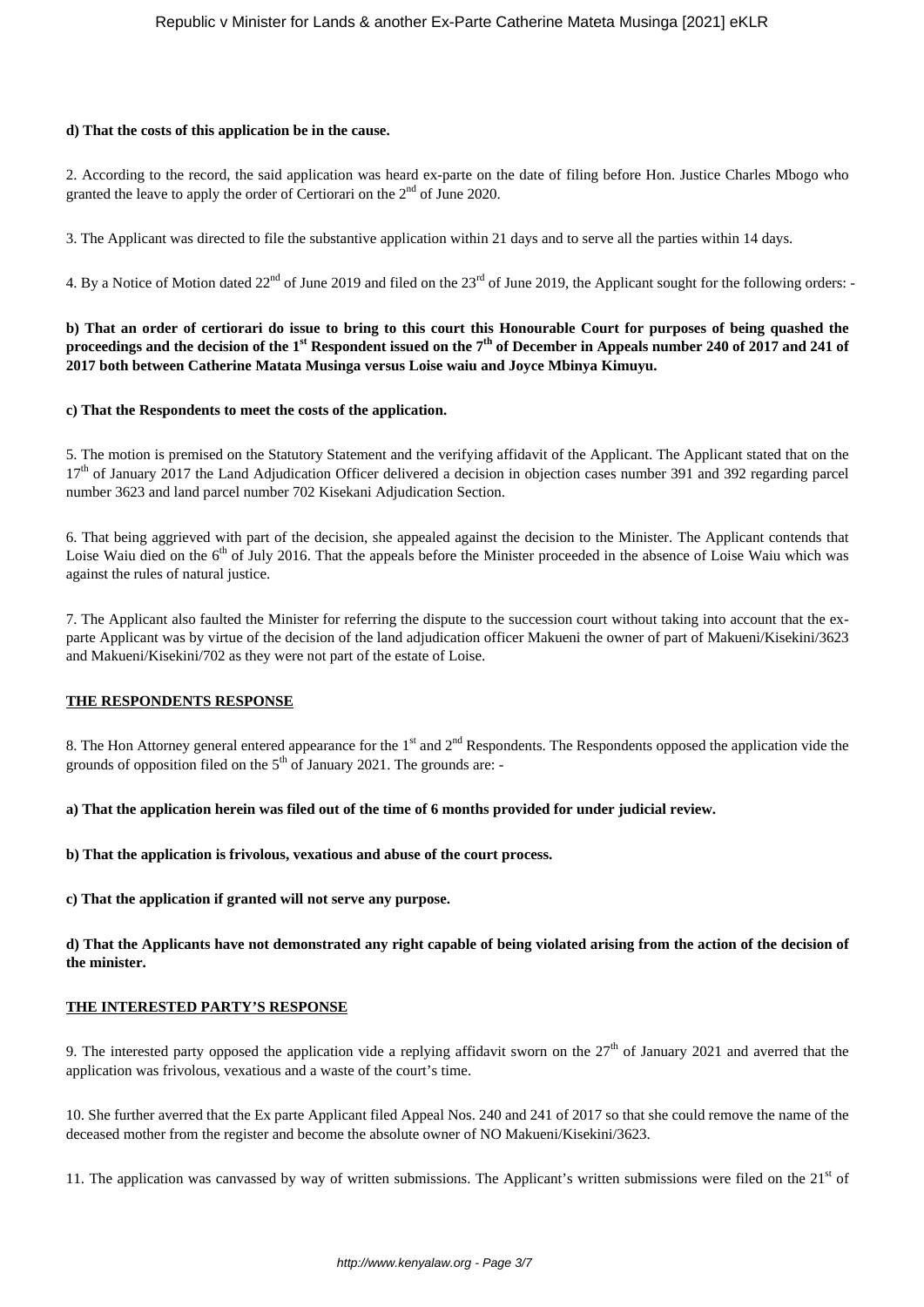**d) That the costs of this application be in the cause.**

2. According to the record, the said application was heard ex-parte on the date of filing before Hon. Justice Charles Mbogo who granted the leave to apply the order of Certiorari on the 2nd of June 2020.

3. The Applicant was directed to file the substantive application within 21 days and to serve all the parties within 14 days.

4. By a Notice of Motion dated 22nd of June 2019 and filed on the 23rd of June 2019, the Applicant sought for the following orders: -

**b) That an order of certiorari do issue to bring to this court this Honourable Court for purposes of being quashed the proceedings and the decision of the 1st Respondent issued on the 7th of December in Appeals number 240 of 2017 and 241 of 2017 both between Catherine Matata Musinga versus Loise waiu and Joyce Mbinya Kimuyu.**

**c) That the Respondents to meet the costs of the application.**

5. The motion is premised on the Statutory Statement and the verifying affidavit of the Applicant. The Applicant stated that on the 17th of January 2017 the Land Adjudication Officer delivered a decision in objection cases number 391 and 392 regarding parcel number 3623 and land parcel number 702 Kisekani Adjudication Section.

6. That being aggrieved with part of the decision, she appealed against the decision to the Minister. The Applicant contends that Loise Waiu died on the 6th of July 2016. That the appeals before the Minister proceeded in the absence of Loise Waiu which was against the rules of natural justice.

7. The Applicant also faulted the Minister for referring the dispute to the succession court without taking into account that the ex-parte Applicant was by virtue of the decision of the land adjudication officer Makueni the owner of part of Makueni/Kisekini/3623 and Makueni/Kisekini/702 as they were not part of the estate of Loise.

**THE RESPONDENTS RESPONSE**

8. The Hon Attorney general entered appearance for the 1st and 2nd Respondents. The Respondents opposed the application vide the grounds of opposition filed on the 5th of January 2021. The grounds are: -

**a) That the application herein was filed out of the time of 6 months provided for under judicial review.**

**b) That the application is frivolous, vexatious and abuse of the court process.**

**c) That the application if granted will not serve any purpose.**

**d) That the Applicants have not demonstrated any right capable of being violated arising from the action of the decision of the minister.**

**THE INTERESTED PARTY'S RESPONSE**

9. The interested party opposed the application vide a replying affidavit sworn on the 27th of January 2021 and averred that the application was frivolous, vexatious and a waste of the court's time.

10. She further averred that the Ex parte Applicant filed Appeal Nos. 240 and 241 of 2017 so that she could remove the name of the deceased mother from the register and become the absolute owner of NO Makueni/Kisekini/3623.

11. The application was canvassed by way of written submissions. The Applicant's written submissions were filed on the 21st of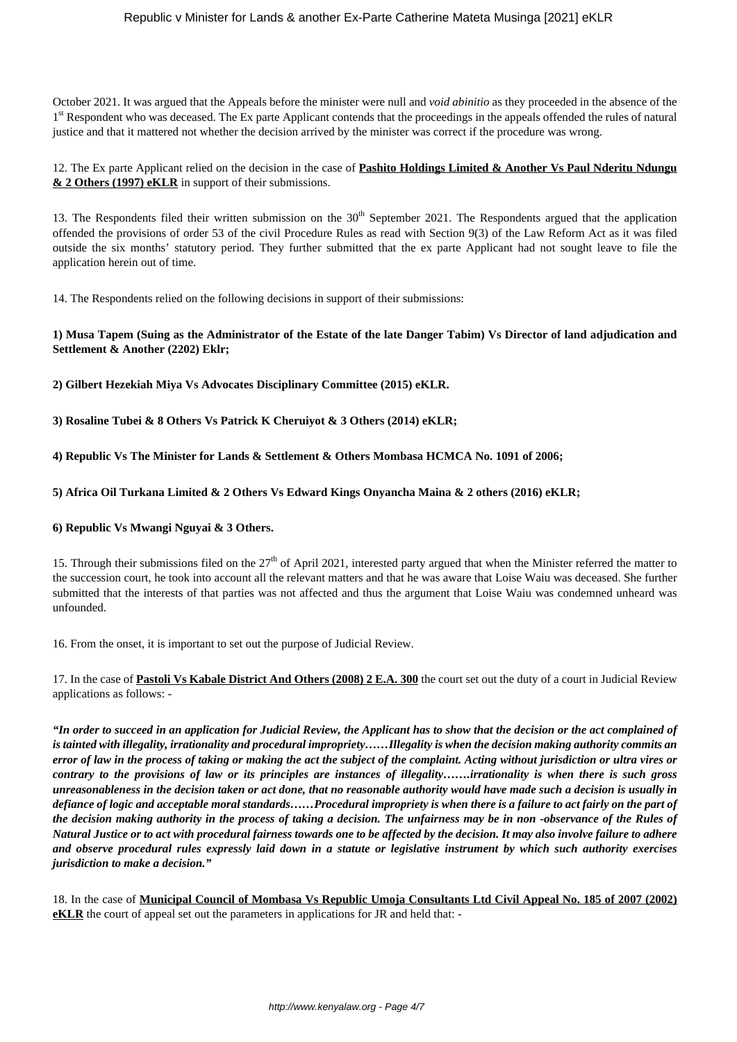October 2021. It was argued that the Appeals before the minister were null and *void abinitio* as they proceeded in the absence of the 1st Respondent who was deceased. The Ex parte Applicant contends that the proceedings in the appeals offended the rules of natural justice and that it mattered not whether the decision arrived by the minister was correct if the procedure was wrong.

12. The Ex parte Applicant relied on the decision in the case of **Pashito Holdings Limited & Another Vs Paul Nderitu Ndungu & 2 Others (1997) eKLR** in support of their submissions.

13. The Respondents filed their written submission on the 30th September 2021. The Respondents argued that the application offended the provisions of order 53 of the civil Procedure Rules as read with Section 9(3) of the Law Reform Act as it was filed outside the six months' statutory period. They further submitted that the ex parte Applicant had not sought leave to file the application herein out of time.

14. The Respondents relied on the following decisions in support of their submissions:

**1) Musa Tapem (Suing as the Administrator of the Estate of the late Danger Tabim) Vs Director of land adjudication and Settlement & Another (2202) Eklr;**

**2) Gilbert Hezekiah Miya Vs Advocates Disciplinary Committee (2015) eKLR.**

**3) Rosaline Tubei & 8 Others Vs Patrick K Cheruiyot & 3 Others (2014) eKLR;**

**4) Republic Vs The Minister for Lands & Settlement & Others Mombasa HCMCA No. 1091 of 2006;**

**5) Africa Oil Turkana Limited & 2 Others Vs Edward Kings Onyancha Maina & 2 others (2016) eKLR;**

**6) Republic Vs Mwangi Nguyai & 3 Others.**

15. Through their submissions filed on the 27th of April 2021, interested party argued that when the Minister referred the matter to the succession court, he took into account all the relevant matters and that he was aware that Loise Waiu was deceased. She further submitted that the interests of that parties was not affected and thus the argument that Loise Waiu was condemned unheard was unfounded.

16. From the onset, it is important to set out the purpose of Judicial Review.

17. In the case of **Pastoli Vs Kabale District And Others (2008) 2 E.A. 300** the court set out the duty of a court in Judicial Review applications as follows: -

***"In order to succeed in an application for Judicial Review, the Applicant has to show that the decision or the act complained of is tainted with illegality, irrationality and procedural impropriety……Illegality is when the decision making authority commits an error of law in the process of taking or making the act the subject of the complaint. Acting without jurisdiction or ultra vires or contrary to the provisions of law or its principles are instances of illegality…….irrationality is when there is such gross unreasonableness in the decision taken or act done, that no reasonable authority would have made such a decision is usually in defiance of logic and acceptable moral standards……Procedural impropriety is when there is a failure to act fairly on the part of the decision making authority in the process of taking a decision. The unfairness may be in non -observance of the Rules of Natural Justice or to act with procedural fairness towards one to be affected by the decision. It may also involve failure to adhere and observe procedural rules expressly laid down in a statute or legislative instrument by which such authority exercises jurisdiction to make a decision."***

18. In the case of **Municipal Council of Mombasa Vs Republic Umoja Consultants Ltd Civil Appeal No. 185 of 2007 (2002) eKLR** the court of appeal set out the parameters in applications for JR and held that: -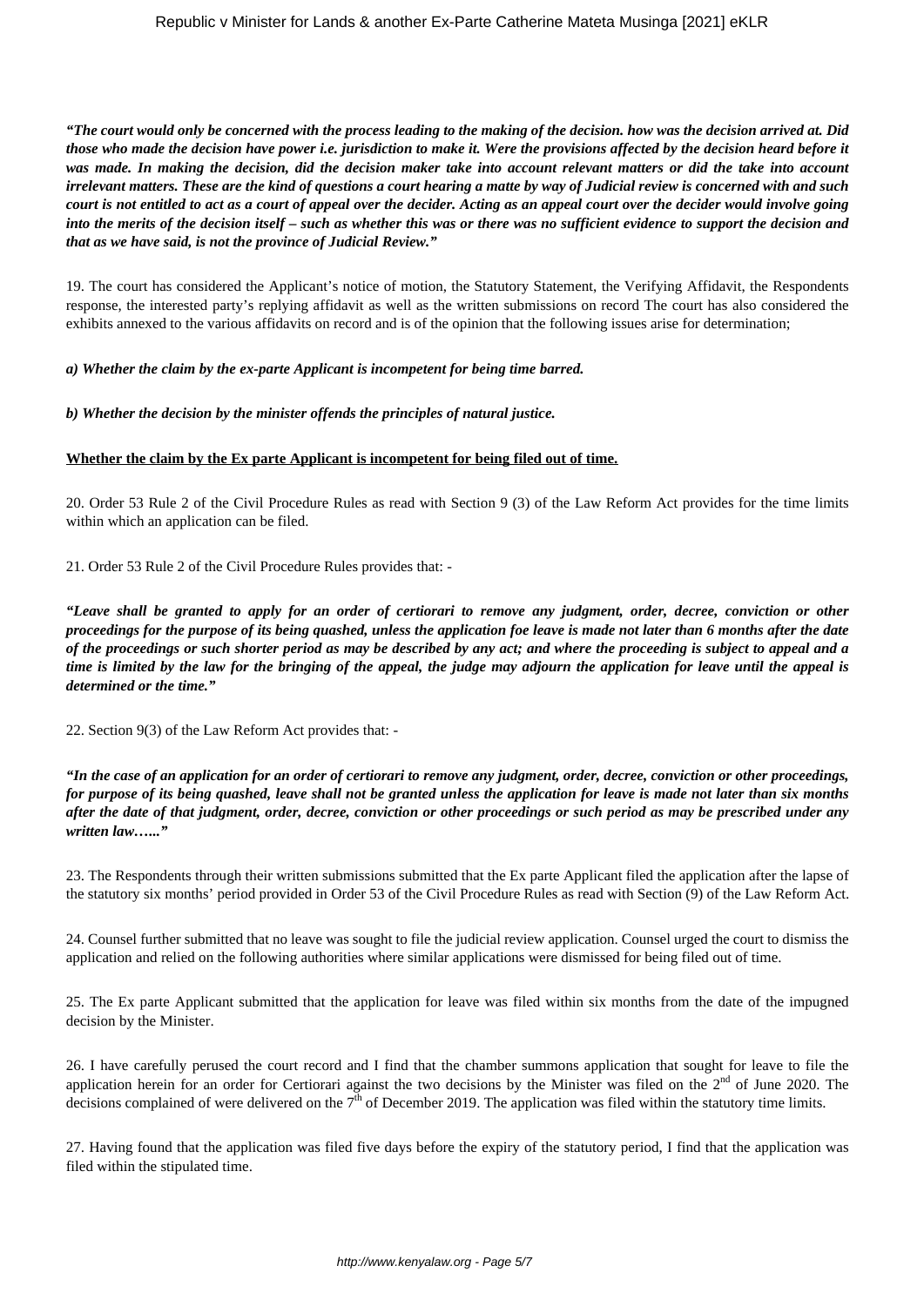***"The court would only be concerned with the process leading to the making of the decision. how was the decision arrived at. Did those who made the decision have power i.e. jurisdiction to make it. Were the provisions affected by the decision heard before it was made. In making the decision, did the decision maker take into account relevant matters or did the take into account irrelevant matters. These are the kind of questions a court hearing a matte by way of Judicial review is concerned with and such court is not entitled to act as a court of appeal over the decider. Acting as an appeal court over the decider would involve going into the merits of the decision itself – such as whether this was or there was no sufficient evidence to support the decision and that as we have said, is not the province of Judicial Review."***

19. The court has considered the Applicant's notice of motion, the Statutory Statement, the Verifying Affidavit, the Respondents response, the interested party's replying affidavit as well as the written submissions on record The court has also considered the exhibits annexed to the various affidavits on record and is of the opinion that the following issues arise for determination;

***a) Whether the claim by the ex-parte Applicant is incompetent for being time barred.***

***b) Whether the decision by the minister offends the principles of natural justice.***

**<u>Whether the claim by the Ex parte Applicant is incompetent for being filed out of time.</u>**

20. Order 53 Rule 2 of the Civil Procedure Rules as read with Section 9 (3) of the Law Reform Act provides for the time limits within which an application can be filed.

21. Order 53 Rule 2 of the Civil Procedure Rules provides that: -

***"Leave shall be granted to apply for an order of certiorari to remove any judgment, order, decree, conviction or other proceedings for the purpose of its being quashed, unless the application foe leave is made not later than 6 months after the date of the proceedings or such shorter period as may be described by any act; and where the proceeding is subject to appeal and a time is limited by the law for the bringing of the appeal, the judge may adjourn the application for leave until the appeal is determined or the time."***

22. Section 9(3) of the Law Reform Act provides that: -

***"In the case of an application for an order of certiorari to remove any judgment, order, decree, conviction or other proceedings, for purpose of its being quashed, leave shall not be granted unless the application for leave is made not later than six months after the date of that judgment, order, decree, conviction or other proceedings or such period as may be prescribed under any written law….."***

23. The Respondents through their written submissions submitted that the Ex parte Applicant filed the application after the lapse of the statutory six months' period provided in Order 53 of the Civil Procedure Rules as read with Section (9) of the Law Reform Act.

24. Counsel further submitted that no leave was sought to file the judicial review application. Counsel urged the court to dismiss the application and relied on the following authorities where similar applications were dismissed for being filed out of time.

25. The Ex parte Applicant submitted that the application for leave was filed within six months from the date of the impugned decision by the Minister.

26. I have carefully perused the court record and I find that the chamber summons application that sought for leave to file the application herein for an order for Certiorari against the two decisions by the Minister was filed on the 2nd of June 2020. The decisions complained of were delivered on the 7th of December 2019. The application was filed within the statutory time limits.

27. Having found that the application was filed five days before the expiry of the statutory period, I find that the application was filed within the stipulated time.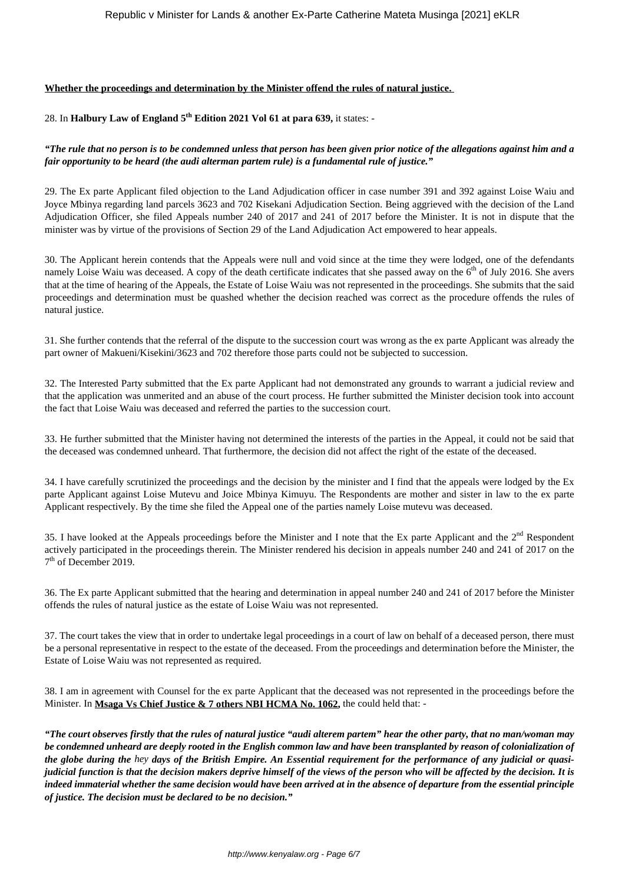**Whether the proceedings and determination by the Minister offend the rules of natural justice.**

28. In **Halbury Law of England 5th Edition 2021 Vol 61 at para 639,** it states: -

***"The rule that no person is to be condemned unless that person has been given prior notice of the allegations against him and a fair opportunity to be heard (the audi alterman partem rule) is a fundamental rule of justice."***

29. The Ex parte Applicant filed objection to the Land Adjudication officer in case number 391 and 392 against Loise Waiu and Joyce Mbinya regarding land parcels 3623 and 702 Kisekani Adjudication Section. Being aggrieved with the decision of the Land Adjudication Officer, she filed Appeals number 240 of 2017 and 241 of 2017 before the Minister. It is not in dispute that the minister was by virtue of the provisions of Section 29 of the Land Adjudication Act empowered to hear appeals.

30. The Applicant herein contends that the Appeals were null and void since at the time they were lodged, one of the defendants namely Loise Waiu was deceased. A copy of the death certificate indicates that she passed away on the 6th of July 2016. She avers that at the time of hearing of the Appeals, the Estate of Loise Waiu was not represented in the proceedings. She submits that the said proceedings and determination must be quashed whether the decision reached was correct as the procedure offends the rules of natural justice.

31. She further contends that the referral of the dispute to the succession court was wrong as the ex parte Applicant was already the part owner of Makueni/Kisekini/3623 and 702 therefore those parts could not be subjected to succession.

32. The Interested Party submitted that the Ex parte Applicant had not demonstrated any grounds to warrant a judicial review and that the application was unmerited and an abuse of the court process. He further submitted the Minister decision took into account the fact that Loise Waiu was deceased and referred the parties to the succession court.

33. He further submitted that the Minister having not determined the interests of the parties in the Appeal, it could not be said that the deceased was condemned unheard. That furthermore, the decision did not affect the right of the estate of the deceased.

34. I have carefully scrutinized the proceedings and the decision by the minister and I find that the appeals were lodged by the Ex parte Applicant against Loise Mutevu and Joice Mbinya Kimuyu. The Respondents are mother and sister in law to the ex parte Applicant respectively. By the time she filed the Appeal one of the parties namely Loise mutevu was deceased.

35. I have looked at the Appeals proceedings before the Minister and I note that the Ex parte Applicant and the 2nd Respondent actively participated in the proceedings therein. The Minister rendered his decision in appeals number 240 and 241 of 2017 on the 7th of December 2019.

36. The Ex parte Applicant submitted that the hearing and determination in appeal number 240 and 241 of 2017 before the Minister offends the rules of natural justice as the estate of Loise Waiu was not represented.

37. The court takes the view that in order to undertake legal proceedings in a court of law on behalf of a deceased person, there must be a personal representative in respect to the estate of the deceased. From the proceedings and determination before the Minister, the Estate of Loise Waiu was not represented as required.

38. I am in agreement with Counsel for the ex parte Applicant that the deceased was not represented in the proceedings before the Minister. In **Msaga Vs Chief Justice & 7 others NBI HCMA No. 1062,** the could held that: -

***"The court observes firstly that the rules of natural justice "audi alterem partem" hear the other party, that no man/woman may be condemned unheard are deeply rooted in the English common law and have been transplanted by reason of colonialization of the globe during the*** *hey* ***days of the British Empire. An Essential requirement for the performance of any judicial or quasi-judicial function is that the decision makers deprive himself of the views of the person who will be affected by the decision. It is indeed immaterial whether the same decision would have been arrived at in the absence of departure from the essential principle of justice. The decision must be declared to be no decision."***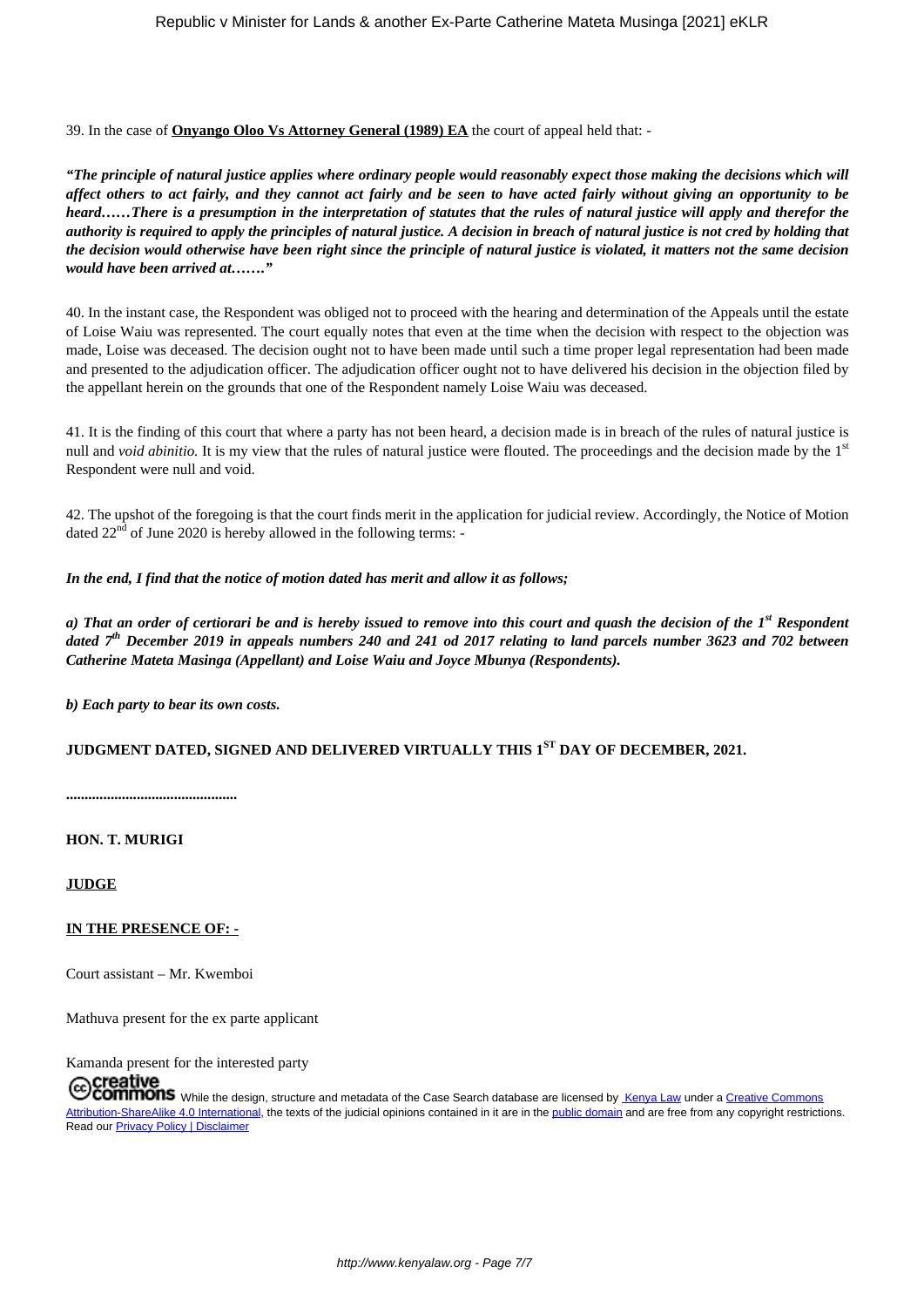39. In the case of **Onyango Oloo Vs Attorney General (1989) EA** the court of appeal held that: -

***"The principle of natural justice applies where ordinary people would reasonably expect those making the decisions which will affect others to act fairly, and they cannot act fairly and be seen to have acted fairly without giving an opportunity to be heard……There is a presumption in the interpretation of statutes that the rules of natural justice will apply and therefor the authority is required to apply the principles of natural justice. A decision in breach of natural justice is not cred by holding that the decision would otherwise have been right since the principle of natural justice is violated, it matters not the same decision would have been arrived at……."***

40. In the instant case, the Respondent was obliged not to proceed with the hearing and determination of the Appeals until the estate of Loise Waiu was represented. The court equally notes that even at the time when the decision with respect to the objection was made, Loise was deceased. The decision ought not to have been made until such a time proper legal representation had been made and presented to the adjudication officer. The adjudication officer ought not to have delivered his decision in the objection filed by the appellant herein on the grounds that one of the Respondent namely Loise Waiu was deceased.

41. It is the finding of this court that where a party has not been heard, a decision made is in breach of the rules of natural justice is null and *void abinitio.* It is my view that the rules of natural justice were flouted. The proceedings and the decision made by the 1st Respondent were null and void.

42. The upshot of the foregoing is that the court finds merit in the application for judicial review. Accordingly, the Notice of Motion dated 22nd of June 2020 is hereby allowed in the following terms: -

***In the end, I find that the notice of motion dated has merit and allow it as follows;***

***a) That an order of certiorari be and is hereby issued to remove into this court and quash the decision of the 1st Respondent dated 7th December 2019 in appeals numbers 240 and 241 od 2017 relating to land parcels number 3623 and 702 between Catherine Mateta Masinga (Appellant) and Loise Waiu and Joyce Mbunya (Respondents).***

***b) Each party to bear its own costs.***

**JUDGMENT DATED, SIGNED AND DELIVERED VIRTUALLY THIS 1ST DAY OF DECEMBER, 2021.**

**............................................**

**HON. T. MURIGI**

**JUDGE**

**IN THE PRESENCE OF: -**

Court assistant – Mr. Kwemboi

Mathuva present for the ex parte applicant

Kamanda present for the interested party

While the design, structure and metadata of the Case Search database are licensed by Kenya Law under a Creative Commons Attribution-ShareAlike 4.0 International, the texts of the judicial opinions contained in it are in the public domain and are free from any copyright restrictions. Read our Privacy Policy | Disclaimer